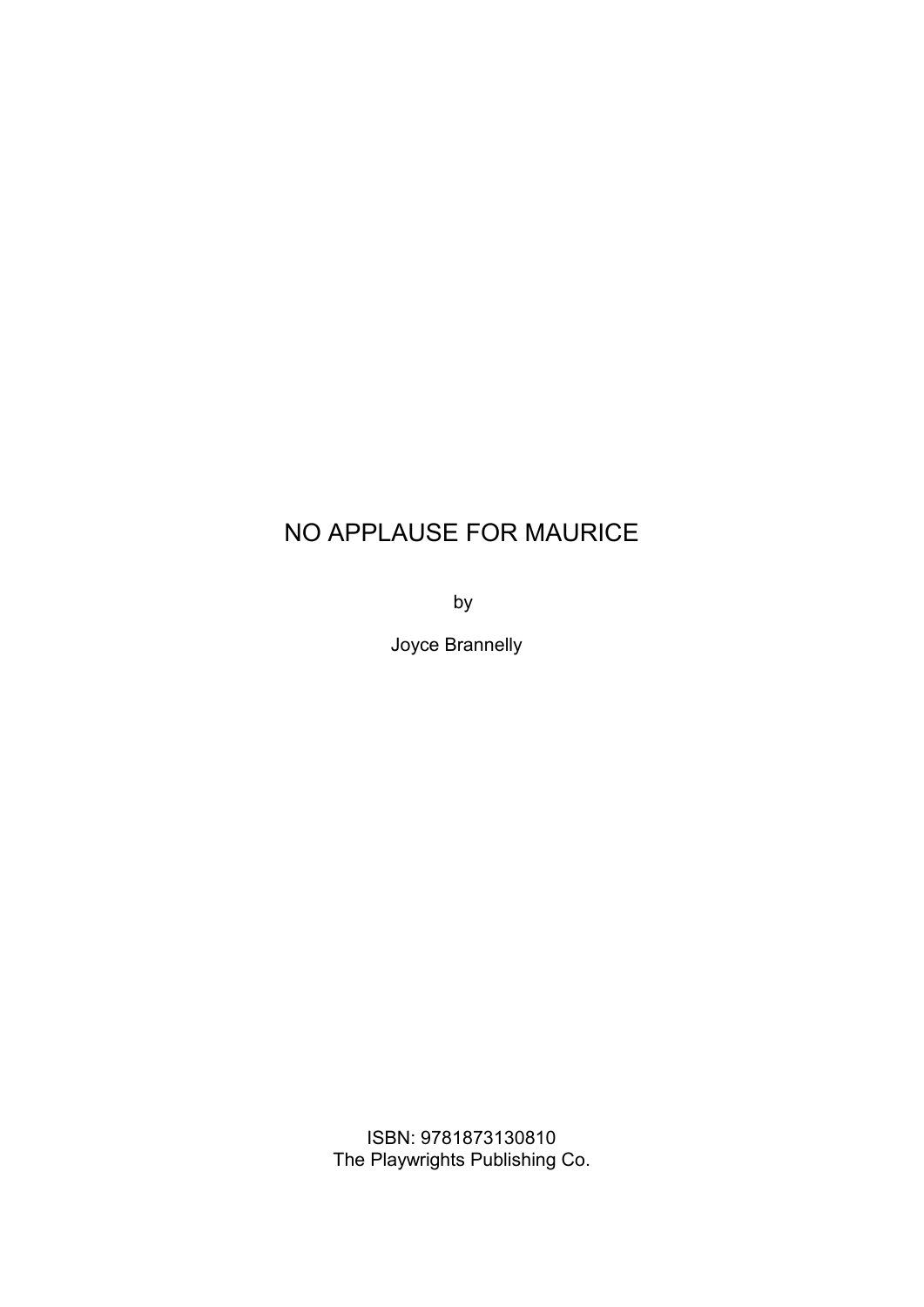# NO APPLAUSE FOR MAURICE

by

Joyce Brannelly

ISBN: 9781873130810
The Playwrights Publishing Co.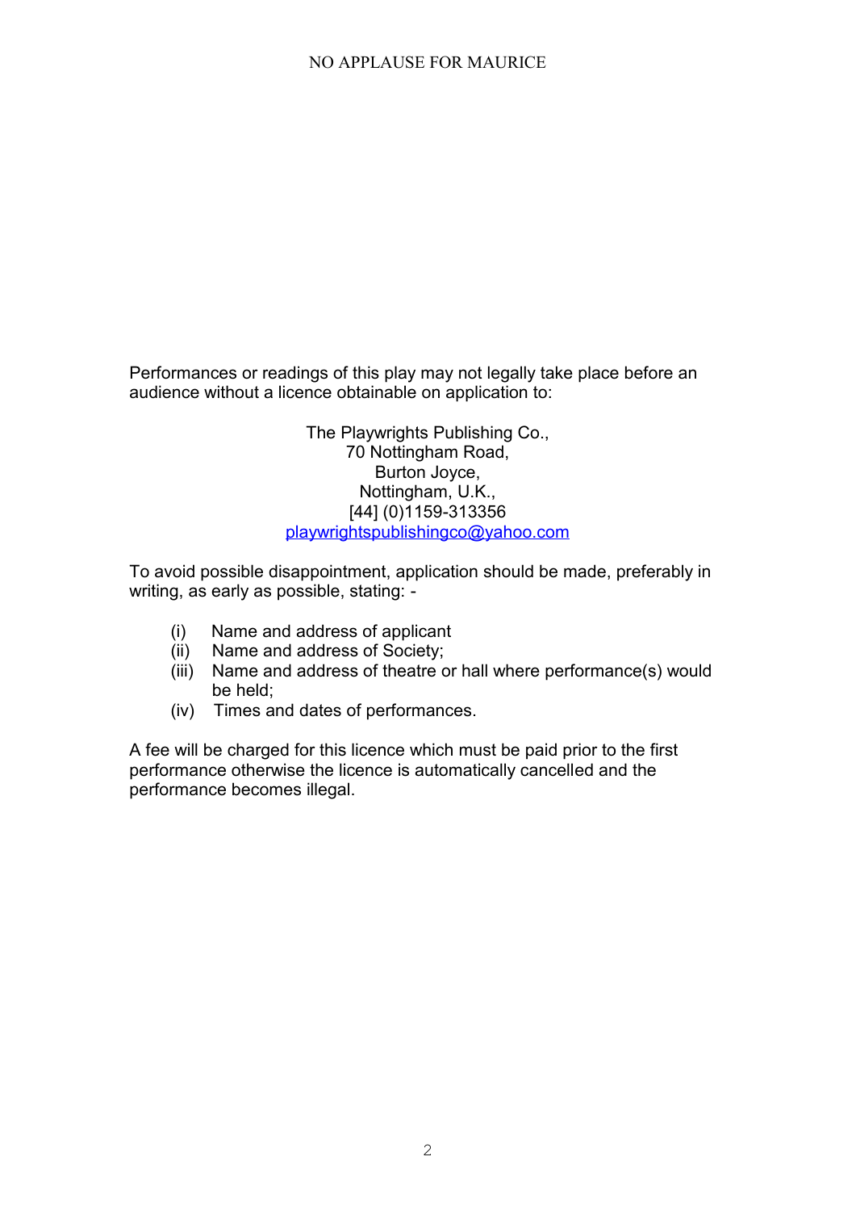Performances or readings of this play may not legally take place before an audience without a licence obtainable on application to:

The Playwrights Publishing Co.,  
70 Nottingham Road,  
Burton Joyce,  
Nottingham, U.K.,  
[44] (0)1159-313356  
playwrightspublishingco@yahoo.com

To avoid possible disappointment, application should be made, preferably in writing, as early as possible, stating: -

(i) Name and address of applicant  
(ii) Name and address of Society;  
(iii) Name and address of theatre or hall where performance(s) would be held;  
(iv) Times and dates of performances.

A fee will be charged for this licence which must be paid prior to the first performance otherwise the licence is automatically cancelled and the performance becomes illegal.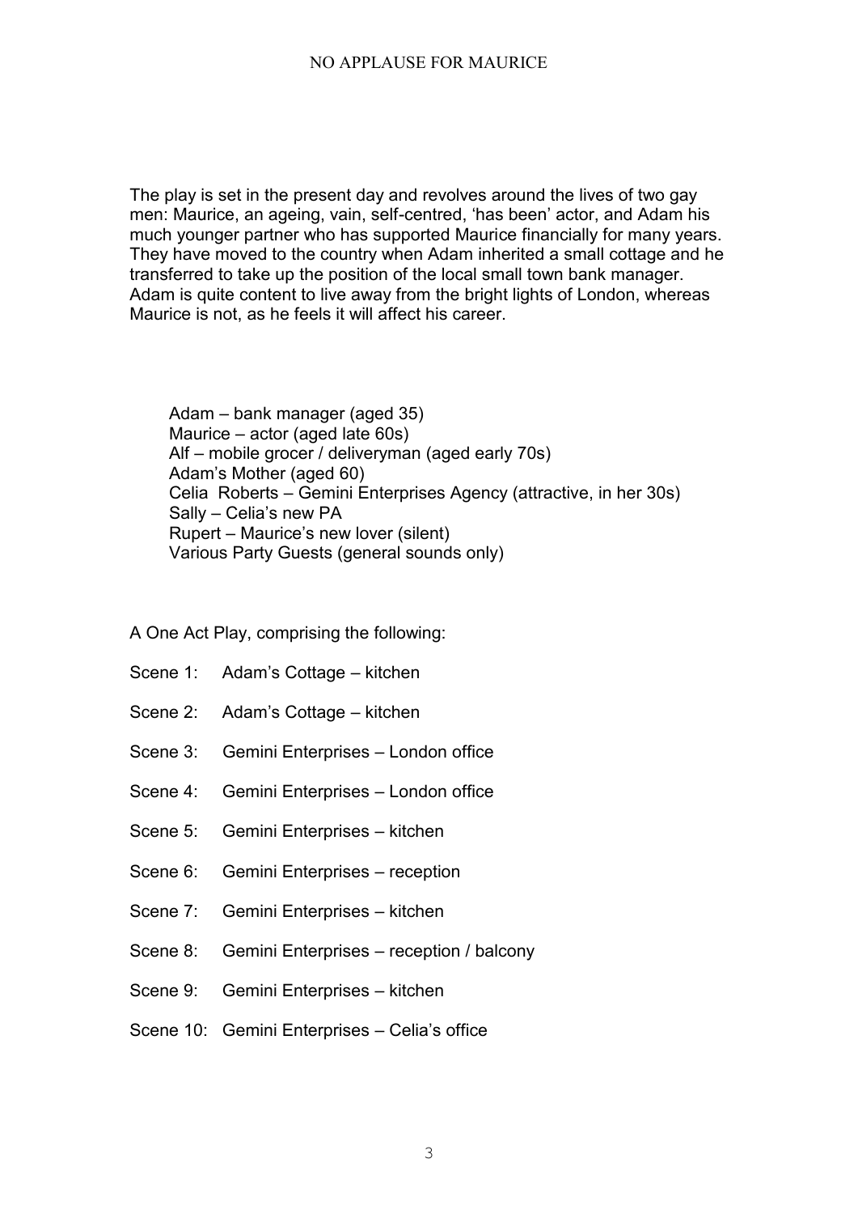The play is set in the present day and revolves around the lives of two gay men: Maurice, an ageing, vain, self-centred, 'has been' actor, and Adam his much younger partner who has supported Maurice financially for many years. They have moved to the country when Adam inherited a small cottage and he transferred to take up the position of the local small town bank manager. Adam is quite content to live away from the bright lights of London, whereas Maurice is not, as he feels it will affect his career.

Adam – bank manager (aged 35)
Maurice – actor (aged late 60s)
Alf – mobile grocer / deliveryman (aged early 70s)
Adam's Mother (aged 60)
Celia Roberts – Gemini Enterprises Agency (attractive, in her 30s)
Sally – Celia's new PA
Rupert – Maurice's new lover (silent)
Various Party Guests (general sounds only)

A One Act Play, comprising the following:

Scene 1: Adam's Cottage – kitchen

Scene 2: Adam's Cottage – kitchen

Scene 3: Gemini Enterprises – London office

Scene 4: Gemini Enterprises – London office

Scene 5: Gemini Enterprises – kitchen

Scene 6: Gemini Enterprises – reception

Scene 7: Gemini Enterprises – kitchen

Scene 8: Gemini Enterprises – reception / balcony

Scene 9: Gemini Enterprises – kitchen

Scene 10: Gemini Enterprises – Celia's office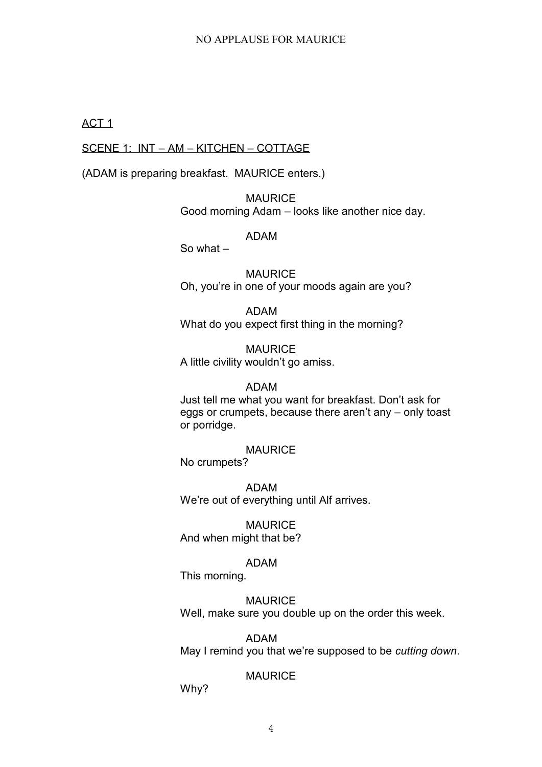ACT 1

SCENE 1: INT – AM – KITCHEN – COTTAGE

(ADAM is preparing breakfast. MAURICE enters.)

MAURICE
Good morning Adam – looks like another nice day.

ADAM
So what –

MAURICE
Oh, you're in one of your moods again are you?

ADAM
What do you expect first thing in the morning?

MAURICE
A little civility wouldn't go amiss.

ADAM
Just tell me what you want for breakfast. Don't ask for eggs or crumpets, because there aren't any – only toast or porridge.

MAURICE
No crumpets?

ADAM
We're out of everything until Alf arrives.

MAURICE
And when might that be?

ADAM
This morning.

MAURICE
Well, make sure you double up on the order this week.

ADAM
May I remind you that we're supposed to be *cutting down*.

MAURICE
Why?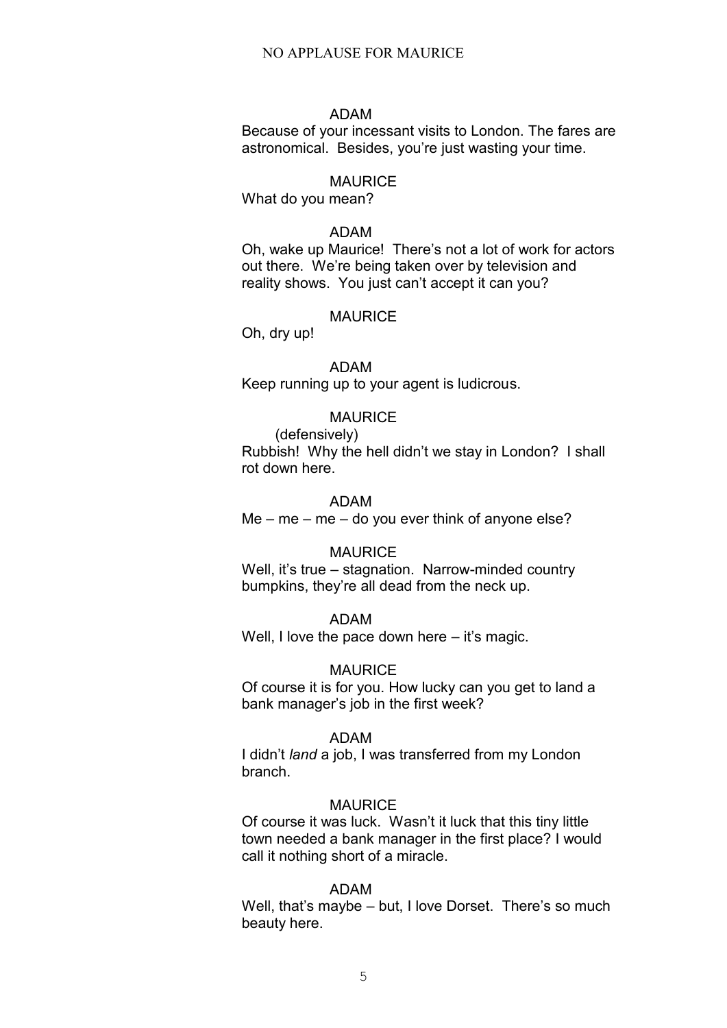ADAM

Because of your incessant visits to London. The fares are astronomical. Besides, you're just wasting your time.

MAURICE

What do you mean?

ADAM

Oh, wake up Maurice! There's not a lot of work for actors out there. We're being taken over by television and reality shows. You just can't accept it can you?

MAURICE

Oh, dry up!

ADAM

Keep running up to your agent is ludicrous.

MAURICE

(defensively)

Rubbish! Why the hell didn't we stay in London? I shall rot down here.

ADAM

Me – me – me – do you ever think of anyone else?

MAURICE

Well, it's true – stagnation. Narrow-minded country bumpkins, they're all dead from the neck up.

ADAM

Well, I love the pace down here – it's magic.

MAURICE

Of course it is for you. How lucky can you get to land a bank manager's job in the first week?

ADAM

I didn't *land* a job, I was transferred from my London branch.

MAURICE

Of course it was luck. Wasn't it luck that this tiny little town needed a bank manager in the first place? I would call it nothing short of a miracle.

ADAM

Well, that's maybe – but, I love Dorset. There's so much beauty here.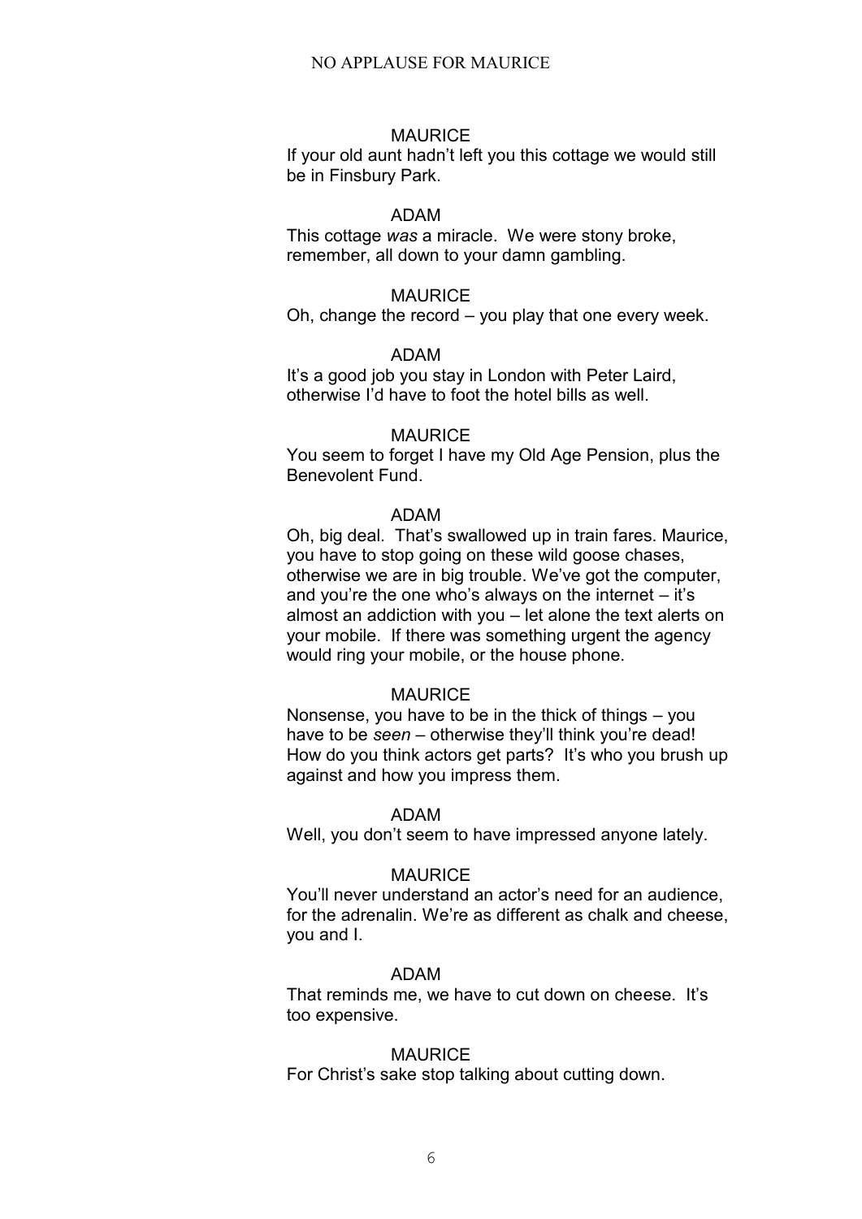MAURICE

If your old aunt hadn't left you this cottage we would still be in Finsbury Park.

ADAM

This cottage *was* a miracle. We were stony broke, remember, all down to your damn gambling.

MAURICE

Oh, change the record – you play that one every week.

ADAM

It's a good job you stay in London with Peter Laird, otherwise I'd have to foot the hotel bills as well.

MAURICE

You seem to forget I have my Old Age Pension, plus the Benevolent Fund.

ADAM

Oh, big deal. That's swallowed up in train fares. Maurice, you have to stop going on these wild goose chases, otherwise we are in big trouble. We've got the computer, and you're the one who's always on the internet – it's almost an addiction with you – let alone the text alerts on your mobile. If there was something urgent the agency would ring your mobile, or the house phone.

MAURICE

Nonsense, you have to be in the thick of things – you have to be *seen* – otherwise they'll think you're dead! How do you think actors get parts? It's who you brush up against and how you impress them.

ADAM

Well, you don't seem to have impressed anyone lately.

MAURICE

You'll never understand an actor's need for an audience, for the adrenalin. We're as different as chalk and cheese, you and I.

ADAM

That reminds me, we have to cut down on cheese. It's too expensive.

MAURICE

For Christ's sake stop talking about cutting down.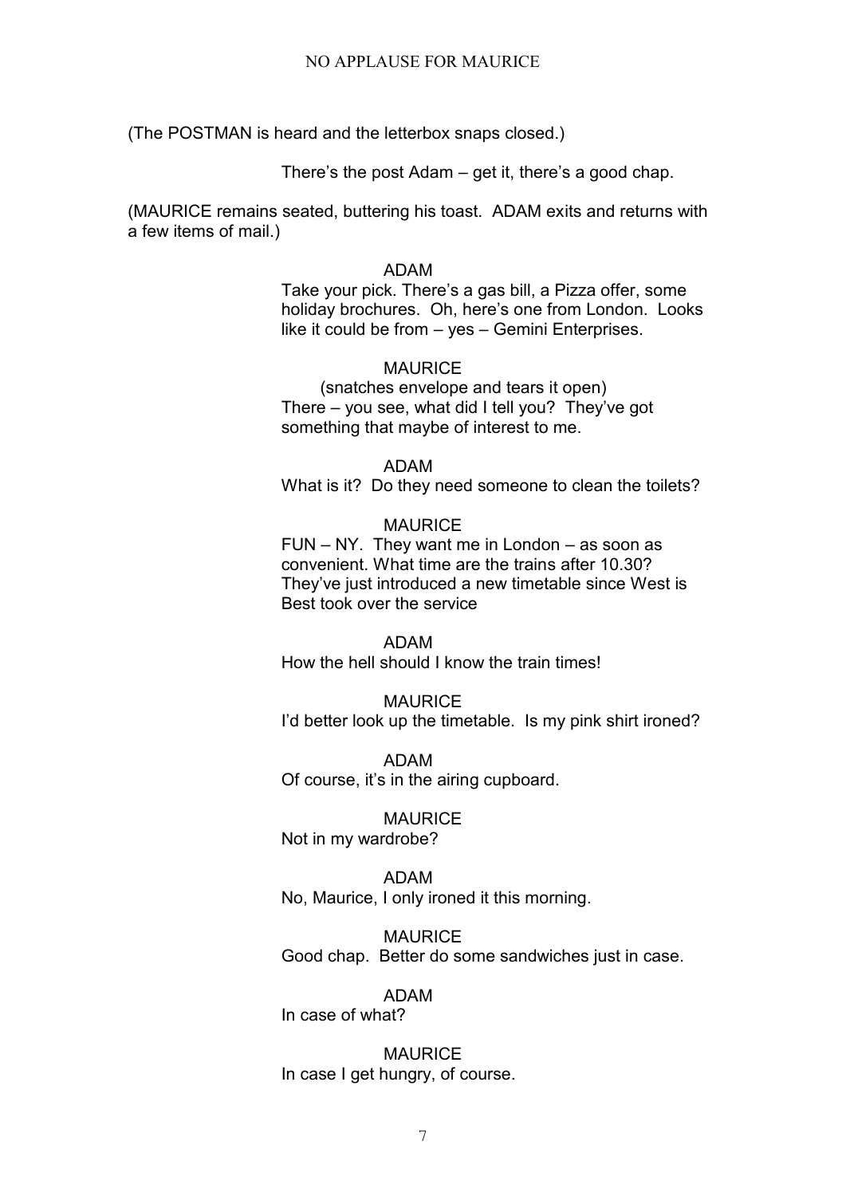(The POSTMAN is heard and the letterbox snaps closed.)

There's the post Adam – get it, there's a good chap.

(MAURICE remains seated, buttering his toast. ADAM exits and returns with a few items of mail.)

ADAM

Take your pick. There's a gas bill, a Pizza offer, some holiday brochures. Oh, here's one from London. Looks like it could be from – yes – Gemini Enterprises.

MAURICE

(snatches envelope and tears it open)

There – you see, what did I tell you? They've got something that maybe of interest to me.

ADAM

What is it? Do they need someone to clean the toilets?

MAURICE

FUN – NY. They want me in London – as soon as convenient. What time are the trains after 10.30? They've just introduced a new timetable since West is Best took over the service

ADAM

How the hell should I know the train times!

MAURICE

I'd better look up the timetable. Is my pink shirt ironed?

ADAM

Of course, it's in the airing cupboard.

MAURICE

Not in my wardrobe?

ADAM

No, Maurice, I only ironed it this morning.

MAURICE

Good chap. Better do some sandwiches just in case.

ADAM

In case of what?

MAURICE

In case I get hungry, of course.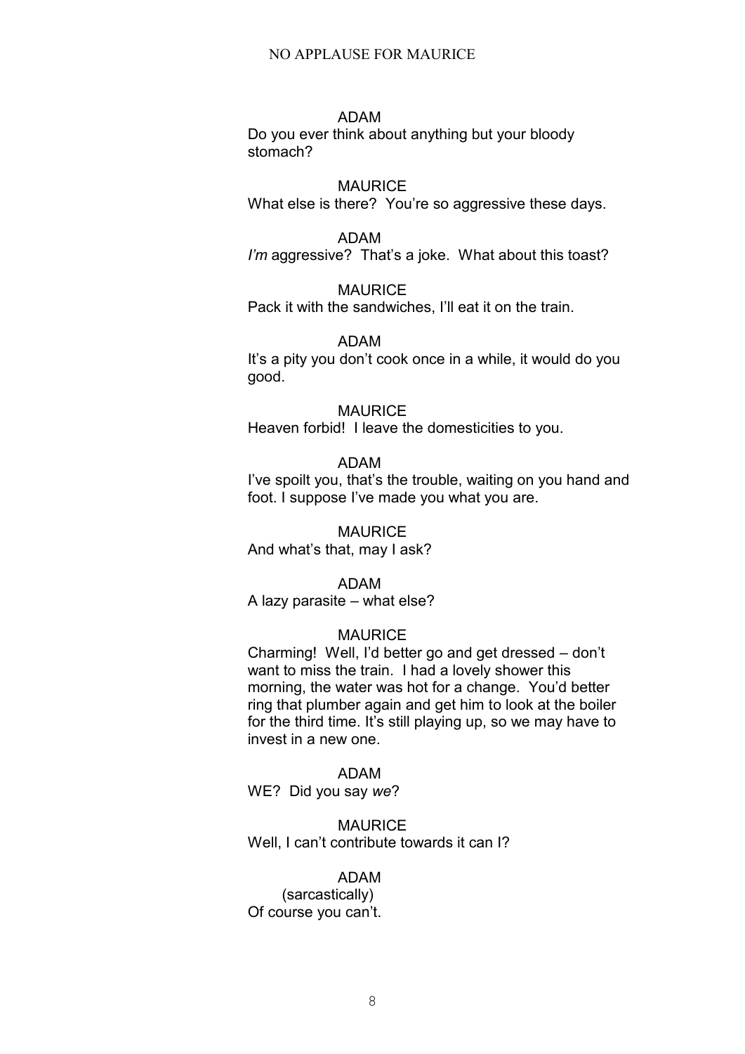ADAM
Do you ever think about anything but your bloody stomach?

MAURICE
What else is there? You're so aggressive these days.

ADAM
*I'm* aggressive? That's a joke. What about this toast?

MAURICE
Pack it with the sandwiches, I'll eat it on the train.

ADAM
It's a pity you don't cook once in a while, it would do you good.

MAURICE
Heaven forbid! I leave the domesticities to you.

ADAM
I've spoilt you, that's the trouble, waiting on you hand and foot. I suppose I've made you what you are.

MAURICE
And what's that, may I ask?

ADAM
A lazy parasite – what else?

MAURICE
Charming! Well, I'd better go and get dressed – don't want to miss the train. I had a lovely shower this morning, the water was hot for a change. You'd better ring that plumber again and get him to look at the boiler for the third time. It's still playing up, so we may have to invest in a new one.

ADAM
WE? Did you say *we*?

MAURICE
Well, I can't contribute towards it can I?

ADAM
(sarcastically)
Of course you can't.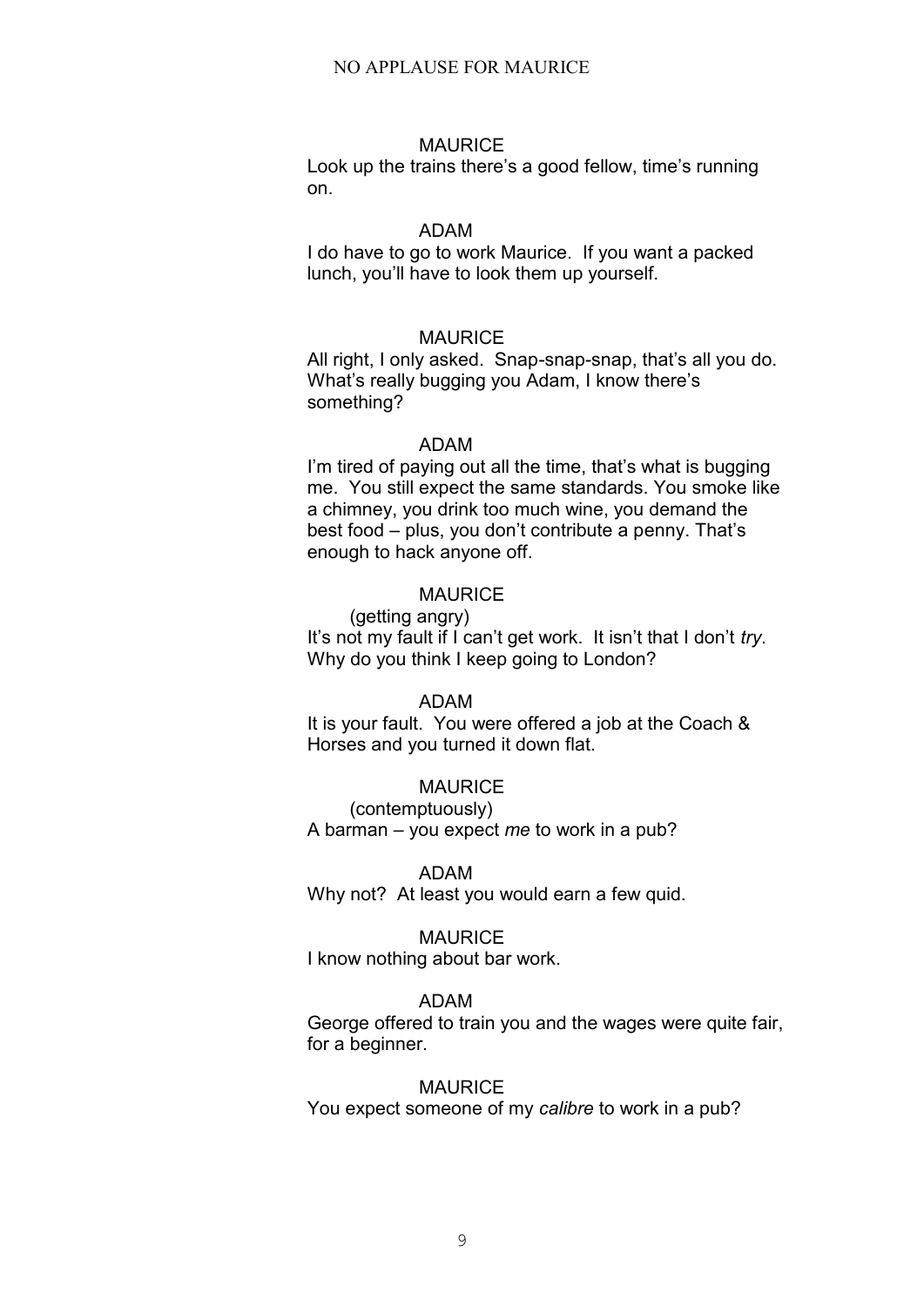MAURICE

Look up the trains there's a good fellow, time's running on.

ADAM

I do have to go to work Maurice. If you want a packed lunch, you'll have to look them up yourself.

MAURICE

All right, I only asked. Snap-snap-snap, that's all you do. What's really bugging you Adam, I know there's something?

ADAM

I'm tired of paying out all the time, that's what is bugging me. You still expect the same standards. You smoke like a chimney, you drink too much wine, you demand the best food – plus, you don't contribute a penny. That's enough to hack anyone off.

MAURICE

(getting angry)

It's not my fault if I can't get work. It isn't that I don't *try*. Why do you think I keep going to London?

ADAM

It is your fault. You were offered a job at the Coach & Horses and you turned it down flat.

MAURICE

(contemptuously)

A barman – you expect *me* to work in a pub?

ADAM

Why not? At least you would earn a few quid.

MAURICE

I know nothing about bar work.

ADAM

George offered to train you and the wages were quite fair, for a beginner.

MAURICE

You expect someone of my *calibre* to work in a pub?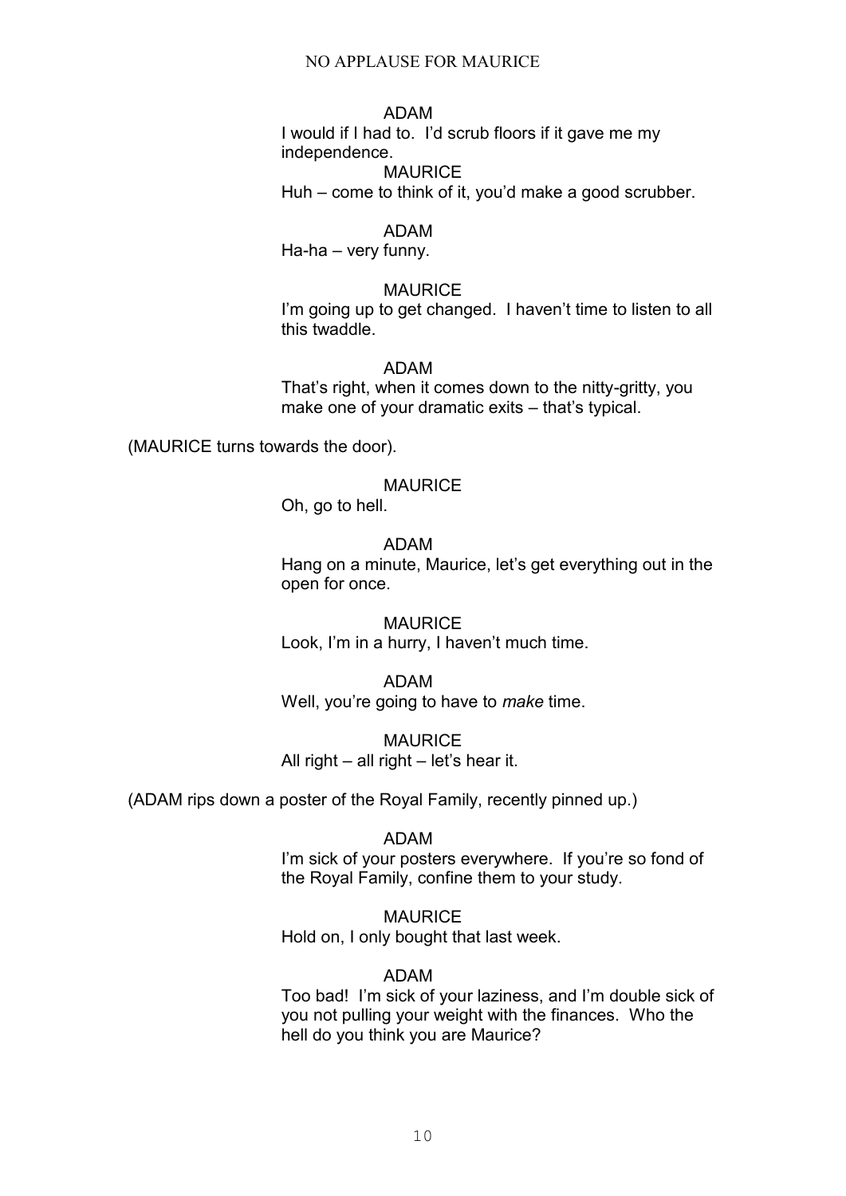ADAM
I would if I had to. I'd scrub floors if it gave me my independence.

MAURICE
Huh – come to think of it, you'd make a good scrubber.

ADAM
Ha-ha – very funny.

MAURICE
I'm going up to get changed. I haven't time to listen to all this twaddle.

ADAM
That's right, when it comes down to the nitty-gritty, you make one of your dramatic exits – that's typical.

(MAURICE turns towards the door).

MAURICE
Oh, go to hell.

ADAM
Hang on a minute, Maurice, let's get everything out in the open for once.

MAURICE
Look, I'm in a hurry, I haven't much time.

ADAM
Well, you're going to have to *make* time.

MAURICE
All right – all right – let's hear it.

(ADAM rips down a poster of the Royal Family, recently pinned up.)

ADAM
I'm sick of your posters everywhere. If you're so fond of the Royal Family, confine them to your study.

MAURICE
Hold on, I only bought that last week.

ADAM
Too bad! I'm sick of your laziness, and I'm double sick of you not pulling your weight with the finances. Who the hell do you think you are Maurice?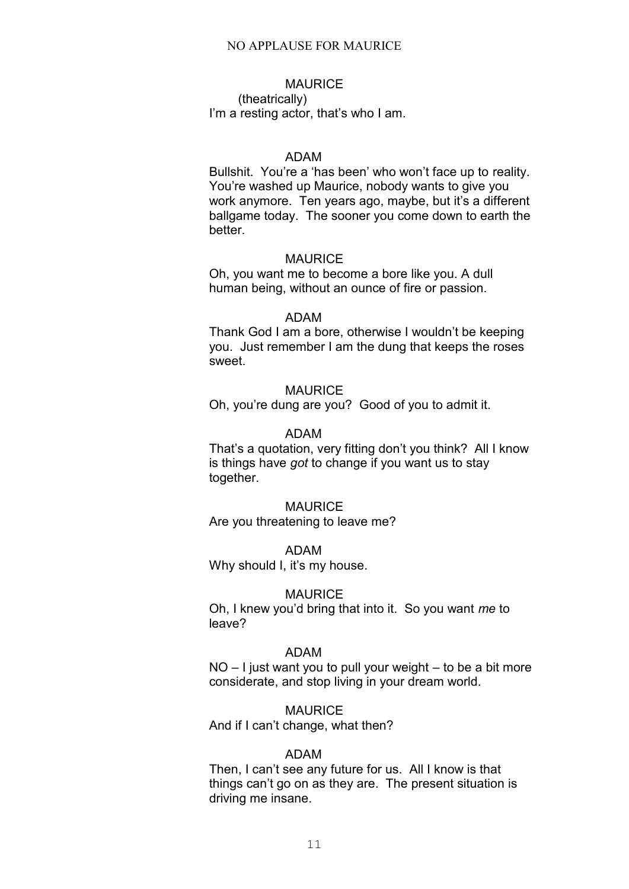MAURICE

(theatrically)

I'm a resting actor, that's who I am.

ADAM

Bullshit. You're a 'has been' who won't face up to reality. You're washed up Maurice, nobody wants to give you work anymore. Ten years ago, maybe, but it's a different ballgame today. The sooner you come down to earth the better.

MAURICE

Oh, you want me to become a bore like you. A dull human being, without an ounce of fire or passion.

ADAM

Thank God I am a bore, otherwise I wouldn't be keeping you. Just remember I am the dung that keeps the roses sweet.

MAURICE

Oh, you're dung are you? Good of you to admit it.

ADAM

That's a quotation, very fitting don't you think? All I know is things have *got* to change if you want us to stay together.

MAURICE

Are you threatening to leave me?

ADAM

Why should I, it's my house.

MAURICE

Oh, I knew you'd bring that into it. So you want *me* to leave?

ADAM

NO – I just want you to pull your weight – to be a bit more considerate, and stop living in your dream world.

MAURICE

And if I can't change, what then?

ADAM

Then, I can't see any future for us. All I know is that things can't go on as they are. The present situation is driving me insane.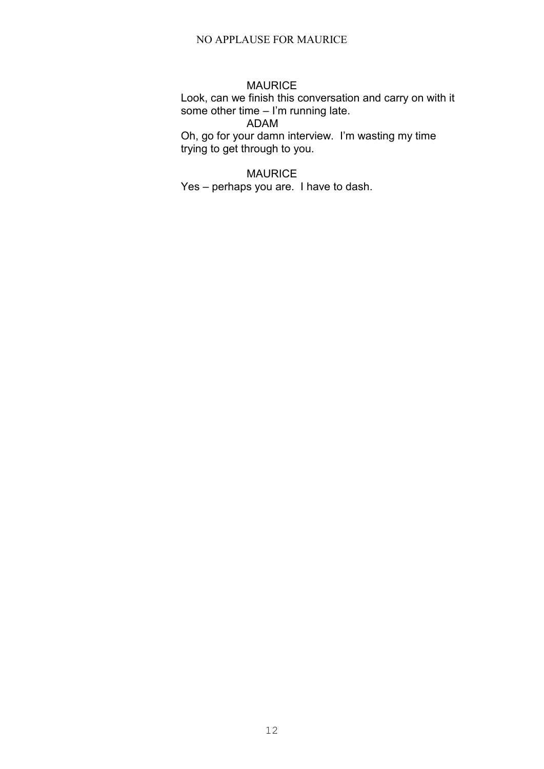MAURICE

Look, can we finish this conversation and carry on with it some other time – I'm running late.

ADAM

Oh, go for your damn interview. I'm wasting my time trying to get through to you.

MAURICE

Yes – perhaps you are. I have to dash.